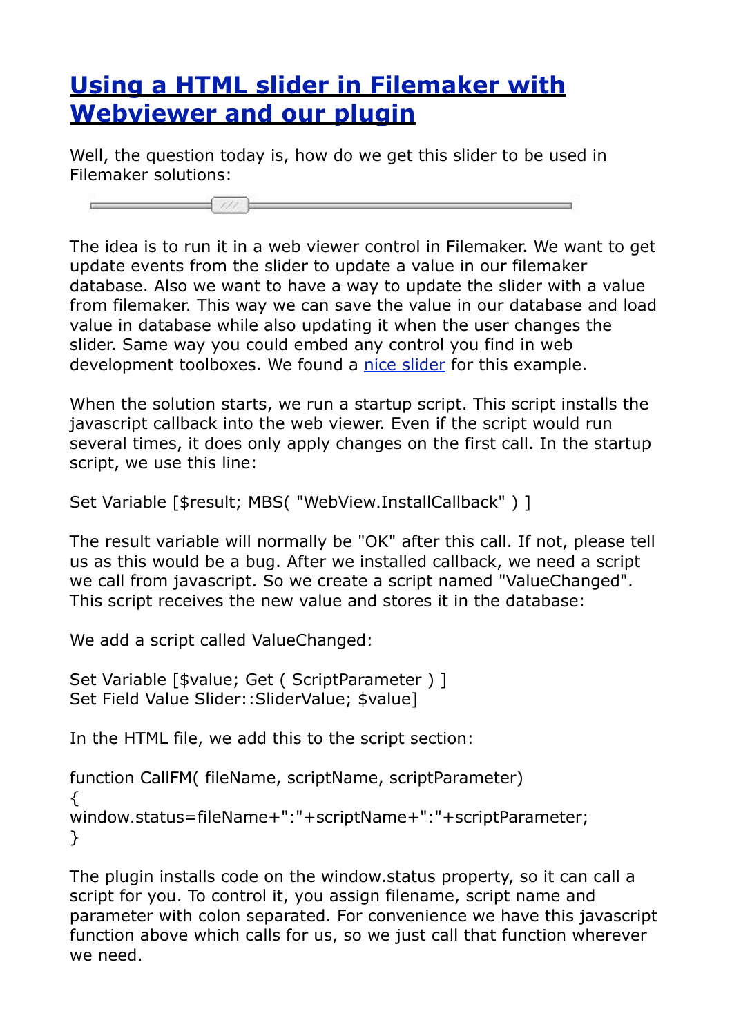# [Using a HTML slider in Filemaker with Webviewer and our plugin]()

Well, the question today is, how do we get this slider to be used in Filemaker solutions:

The idea is to run it in a web viewer control in Filemaker. We want to get update events from the slider to update a value in our filemaker database. Also we want to have a way to update the slider with a value from filemaker. This way we can save the value in our database and load value in database while also updating it when the user changes the slider. Same way you could embed any control you find in web development toolboxes. We found a [nice slider]() for this example.

When the solution starts, we run a startup script. This script installs the javascript callback into the web viewer. Even if the script would run several times, it does only apply changes on the first call. In the startup script, we use this line:

```
Set Variable [$result; MBS( "WebView.InstallCallback" ) ]
```

The result variable will normally be "OK" after this call. If not, please tell us as this would be a bug. After we installed callback, we need a script we call from javascript. So we create a script named "ValueChanged". This script receives the new value and stores it in the database:

We add a script called ValueChanged:

```
Set Variable [$value; Get ( ScriptParameter ) ]
Set Field Value Slider::SliderValue; $value]
```

In the HTML file, we add this to the script section:

```
function CallFM( fileName, scriptName, scriptParameter)
{
window.status=fileName+":"+scriptName+":"+scriptParameter;
}
```

The plugin installs code on the window.status property, so it can call a script for you. To control it, you assign filename, script name and parameter with colon separated. For convenience we have this javascript function above which calls for us, so we just call that function wherever we need.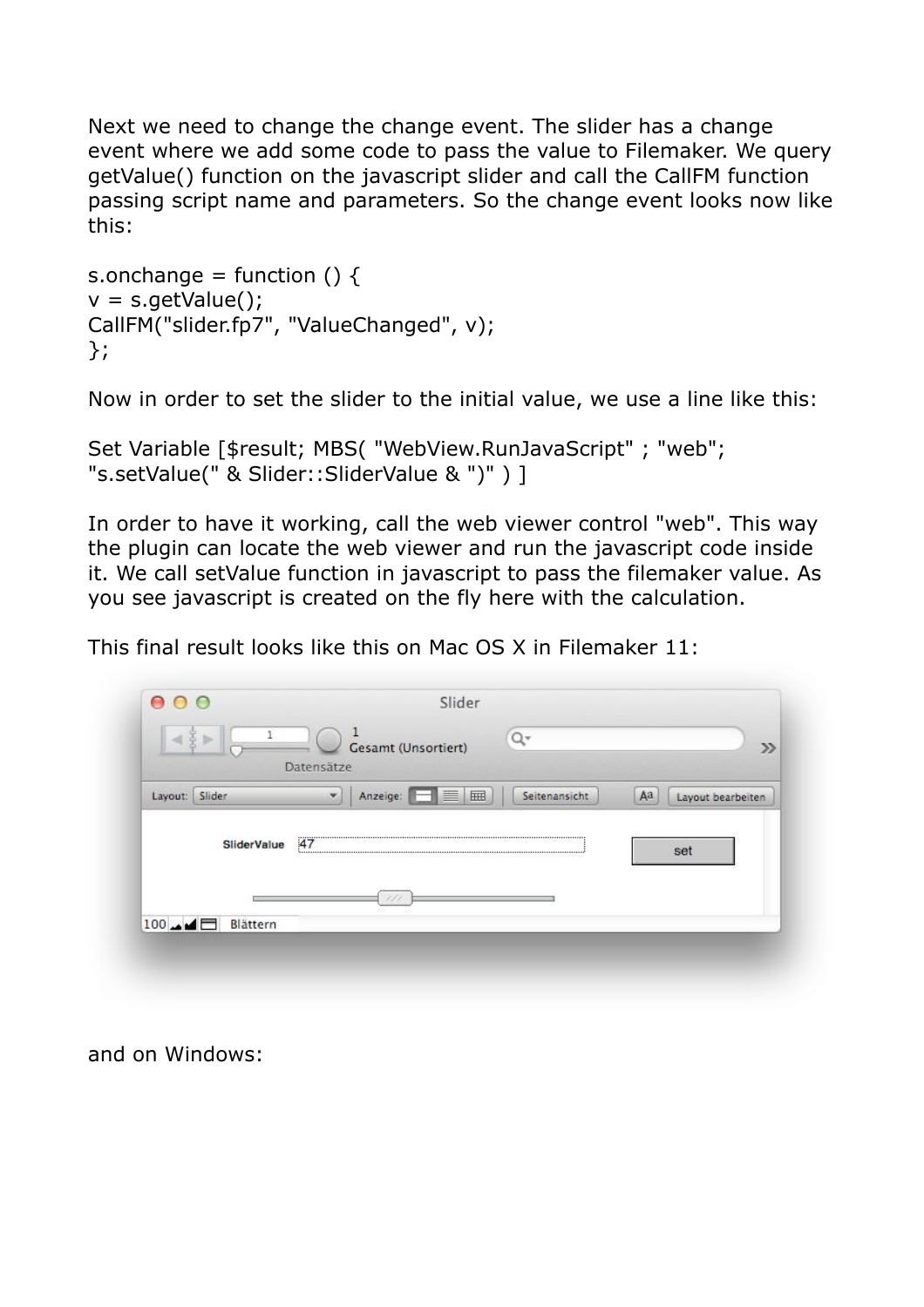Next we need to change the change event. The slider has a change event where we add some code to pass the value to Filemaker. We query getValue() function on the javascript slider and call the CallFM function passing script name and parameters. So the change event looks now like this:

```
s.onchange = function () {
v = s.getValue();
CallFM("slider.fp7", "ValueChanged", v);
};
```

Now in order to set the slider to the initial value, we use a line like this:

```
Set Variable [$result; MBS( "WebView.RunJavaScript" ; "web";
"s.setValue(" & Slider::SliderValue & ")" ) ]
```

In order to have it working, call the web viewer control "web". This way the plugin can locate the web viewer and run the javascript code inside it. We call setValue function in javascript to pass the filemaker value. As you see javascript is created on the fly here with the calculation.

This final result looks like this on Mac OS X in Filemaker 11:

and on Windows: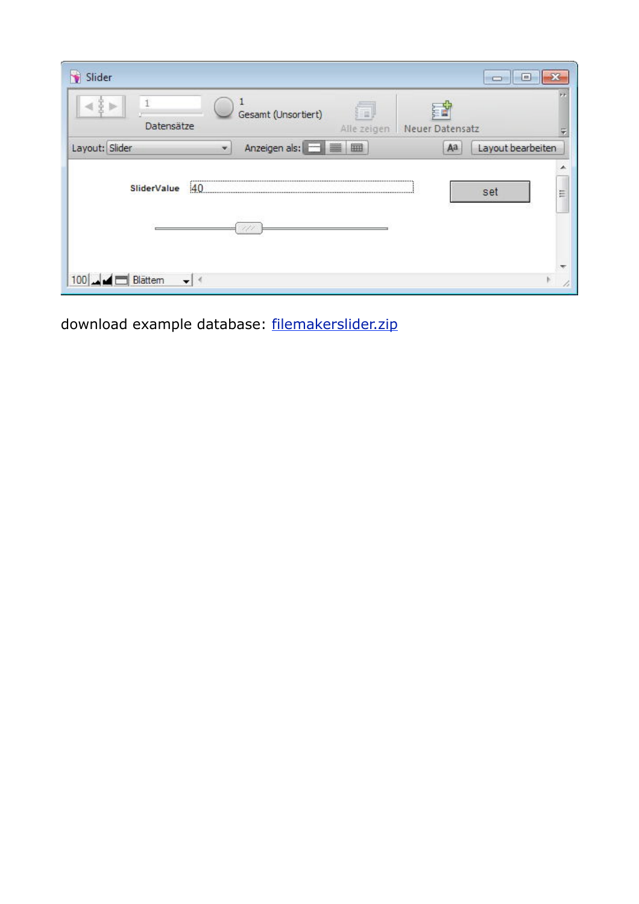download example database: filemakerslider.zip